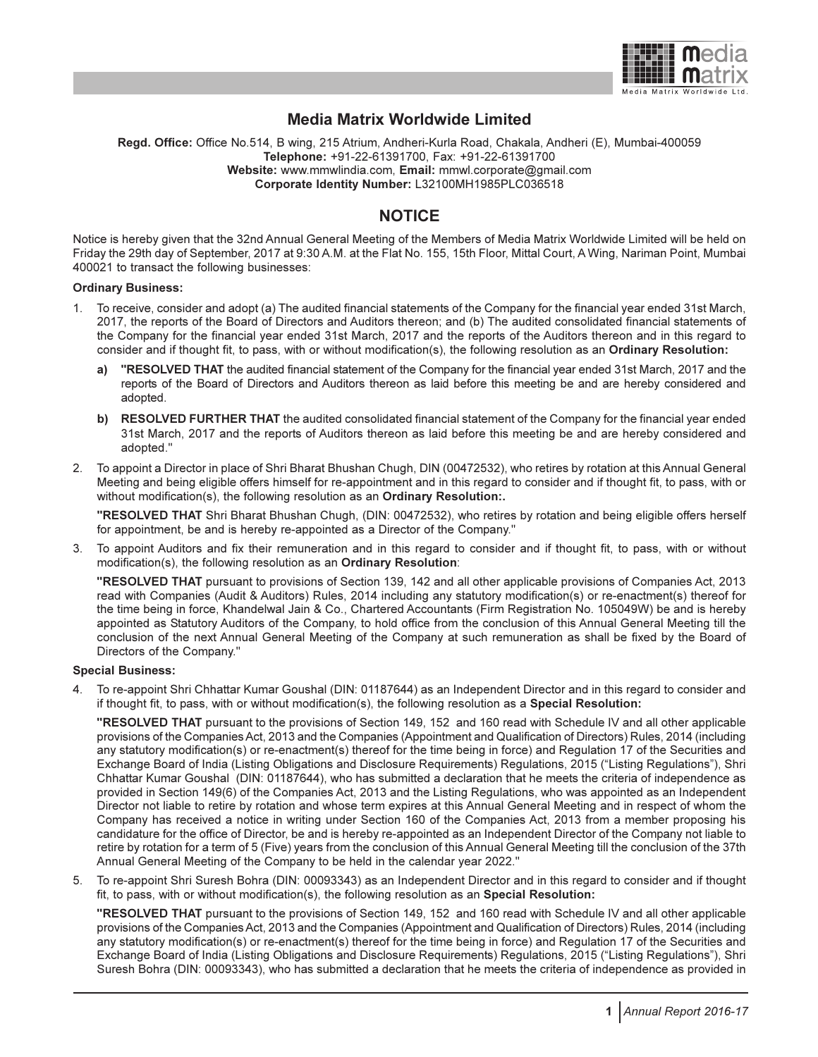# Media Matrix Worldwide Limited

**Regd. Office:** Office No.514, B wing, 215 Atrium, Andheri-Kurla Road, Chakala, Andheri (E), Mumbai-400059
**Telephone:** +91-22-61391700, Fax: +91-22-61391700
**Website:** www.mmwlindia.com, **Email:** mmwl.corporate@gmail.com
**Corporate Identity Number:** L32100MH1985PLC036518

## NOTICE

Notice is hereby given that the 32nd Annual General Meeting of the Members of Media Matrix Worldwide Limited will be held on Friday the 29th day of September, 2017 at 9:30 A.M. at the Flat No. 155, 15th Floor, Mittal Court, A Wing, Nariman Point, Mumbai 400021 to transact the following businesses:

**Ordinary Business:**

1. To receive, consider and adopt (a) The audited financial statements of the Company for the financial year ended 31st March, 2017, the reports of the Board of Directors and Auditors thereon; and (b) The audited consolidated financial statements of the Company for the financial year ended 31st March, 2017 and the reports of the Auditors thereon and in this regard to consider and if thought fit, to pass, with or without modification(s), the following resolution as an **Ordinary Resolution:**

   **a)** **"RESOLVED THAT** the audited financial statement of the Company for the financial year ended 31st March, 2017 and the reports of the Board of Directors and Auditors thereon as laid before this meeting be and are hereby considered and adopted.

   **b)** **RESOLVED FURTHER THAT** the audited consolidated financial statement of the Company for the financial year ended 31st March, 2017 and the reports of Auditors thereon as laid before this meeting be and are hereby considered and adopted."

2. To appoint a Director in place of Shri Bharat Bhushan Chugh, DIN (00472532), who retires by rotation at this Annual General Meeting and being eligible offers himself for re-appointment and in this regard to consider and if thought fit, to pass, with or without modification(s), the following resolution as an **Ordinary Resolution:.**

   **"RESOLVED THAT** Shri Bharat Bhushan Chugh, (DIN: 00472532), who retires by rotation and being eligible offers herself for appointment, be and is hereby re-appointed as a Director of the Company."

3. To appoint Auditors and fix their remuneration and in this regard to consider and if thought fit, to pass, with or without modification(s), the following resolution as an **Ordinary Resolution**:

   **"RESOLVED THAT** pursuant to provisions of Section 139, 142 and all other applicable provisions of Companies Act, 2013 read with Companies (Audit & Auditors) Rules, 2014 including any statutory modification(s) or re-enactment(s) thereof for the time being in force, Khandelwal Jain & Co., Chartered Accountants (Firm Registration No. 105049W) be and is hereby appointed as Statutory Auditors of the Company, to hold office from the conclusion of this Annual General Meeting till the conclusion of the next Annual General Meeting of the Company at such remuneration as shall be fixed by the Board of Directors of the Company."

**Special Business:**

4. To re-appoint Shri Chhattar Kumar Goushal (DIN: 01187644) as an Independent Director and in this regard to consider and if thought fit, to pass, with or without modification(s), the following resolution as a **Special Resolution:**

   **"RESOLVED THAT** pursuant to the provisions of Section 149, 152 and 160 read with Schedule IV and all other applicable provisions of the Companies Act, 2013 and the Companies (Appointment and Qualification of Directors) Rules, 2014 (including any statutory modification(s) or re-enactment(s) thereof for the time being in force) and Regulation 17 of the Securities and Exchange Board of India (Listing Obligations and Disclosure Requirements) Regulations, 2015 ("Listing Regulations"), Shri Chhattar Kumar Goushal (DIN: 01187644), who has submitted a declaration that he meets the criteria of independence as provided in Section 149(6) of the Companies Act, 2013 and the Listing Regulations, who was appointed as an Independent Director not liable to retire by rotation and whose term expires at this Annual General Meeting and in respect of whom the Company has received a notice in writing under Section 160 of the Companies Act, 2013 from a member proposing his candidature for the office of Director, be and is hereby re-appointed as an Independent Director of the Company not liable to retire by rotation for a term of 5 (Five) years from the conclusion of this Annual General Meeting till the conclusion of the 37th Annual General Meeting of the Company to be held in the calendar year 2022."

5. To re-appoint Shri Suresh Bohra (DIN: 00093343) as an Independent Director and in this regard to consider and if thought fit, to pass, with or without modification(s), the following resolution as an **Special Resolution:**

   **"RESOLVED THAT** pursuant to the provisions of Section 149, 152 and 160 read with Schedule IV and all other applicable provisions of the Companies Act, 2013 and the Companies (Appointment and Qualification of Directors) Rules, 2014 (including any statutory modification(s) or re-enactment(s) thereof for the time being in force) and Regulation 17 of the Securities and Exchange Board of India (Listing Obligations and Disclosure Requirements) Regulations, 2015 ("Listing Regulations"), Shri Suresh Bohra (DIN: 00093343), who has submitted a declaration that he meets the criteria of independence as provided in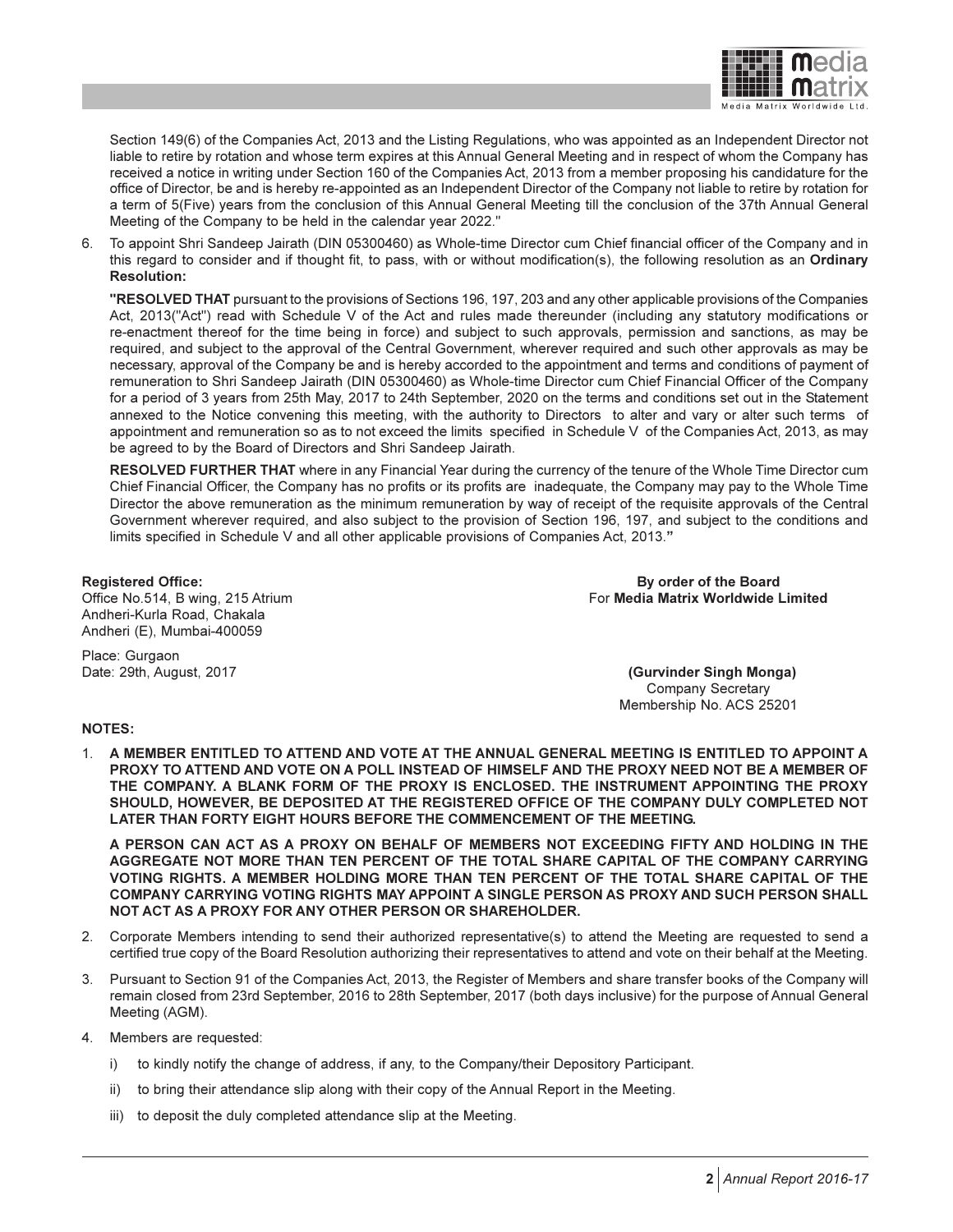Section 149(6) of the Companies Act, 2013 and the Listing Regulations, who was appointed as an Independent Director not liable to retire by rotation and whose term expires at this Annual General Meeting and in respect of whom the Company has received a notice in writing under Section 160 of the Companies Act, 2013 from a member proposing his candidature for the office of Director, be and is hereby re-appointed as an Independent Director of the Company not liable to retire by rotation for a term of 5(Five) years from the conclusion of this Annual General Meeting till the conclusion of the 37th Annual General Meeting of the Company to be held in the calendar year 2022."

6. To appoint Shri Sandeep Jairath (DIN 05300460) as Whole-time Director cum Chief financial officer of the Company and in this regard to consider and if thought fit, to pass, with or without modification(s), the following resolution as an **Ordinary Resolution:**

   **"RESOLVED THAT** pursuant to the provisions of Sections 196, 197, 203 and any other applicable provisions of the Companies Act, 2013("Act") read with Schedule V of the Act and rules made thereunder (including any statutory modifications or re-enactment thereof for the time being in force) and subject to such approvals, permission and sanctions, as may be required, and subject to the approval of the Central Government, wherever required and such other approvals as may be necessary, approval of the Company be and is hereby accorded to the appointment and terms and conditions of payment of remuneration to Shri Sandeep Jairath (DIN 05300460) as Whole-time Director cum Chief Financial Officer of the Company for a period of 3 years from 25th May, 2017 to 24th September, 2020 on the terms and conditions set out in the Statement annexed to the Notice convening this meeting, with the authority to Directors to alter and vary or alter such terms of appointment and remuneration so as to not exceed the limits specified in Schedule V of the Companies Act, 2013, as may be agreed to by the Board of Directors and Shri Sandeep Jairath.

   **RESOLVED FURTHER THAT** where in any Financial Year during the currency of the tenure of the Whole Time Director cum Chief Financial Officer, the Company has no profits or its profits are inadequate, the Company may pay to the Whole Time Director the above remuneration as the minimum remuneration by way of receipt of the requisite approvals of the Central Government wherever required, and also subject to the provision of Section 196, 197, and subject to the conditions and limits specified in Schedule V and all other applicable provisions of Companies Act, 2013.**"**

**Registered Office:**
Office No.514, B wing, 215 Atrium
Andheri-Kurla Road, Chakala
Andheri (E), Mumbai-400059

Place: Gurgaon
Date: 29th, August, 2017

**By order of the Board**
For **Media Matrix Worldwide Limited**

**(Gurvinder Singh Monga)**
Company Secretary
Membership No. ACS 25201

**NOTES:**

1. **A MEMBER ENTITLED TO ATTEND AND VOTE AT THE ANNUAL GENERAL MEETING IS ENTITLED TO APPOINT A PROXY TO ATTEND AND VOTE ON A POLL INSTEAD OF HIMSELF AND THE PROXY NEED NOT BE A MEMBER OF THE COMPANY. A BLANK FORM OF THE PROXY IS ENCLOSED. THE INSTRUMENT APPOINTING THE PROXY SHOULD, HOWEVER, BE DEPOSITED AT THE REGISTERED OFFICE OF THE COMPANY DULY COMPLETED NOT LATER THAN FORTY EIGHT HOURS BEFORE THE COMMENCEMENT OF THE MEETING.**

   **A PERSON CAN ACT AS A PROXY ON BEHALF OF MEMBERS NOT EXCEEDING FIFTY AND HOLDING IN THE AGGREGATE NOT MORE THAN TEN PERCENT OF THE TOTAL SHARE CAPITAL OF THE COMPANY CARRYING VOTING RIGHTS. A MEMBER HOLDING MORE THAN TEN PERCENT OF THE TOTAL SHARE CAPITAL OF THE COMPANY CARRYING VOTING RIGHTS MAY APPOINT A SINGLE PERSON AS PROXY AND SUCH PERSON SHALL NOT ACT AS A PROXY FOR ANY OTHER PERSON OR SHAREHOLDER.**

2. Corporate Members intending to send their authorized representative(s) to attend the Meeting are requested to send a certified true copy of the Board Resolution authorizing their representatives to attend and vote on their behalf at the Meeting.

3. Pursuant to Section 91 of the Companies Act, 2013, the Register of Members and share transfer books of the Company will remain closed from 23rd September, 2016 to 28th September, 2017 (both days inclusive) for the purpose of Annual General Meeting (AGM).

4. Members are requested:

   i) to kindly notify the change of address, if any, to the Company/their Depository Participant.

   ii) to bring their attendance slip along with their copy of the Annual Report in the Meeting.

   iii) to deposit the duly completed attendance slip at the Meeting.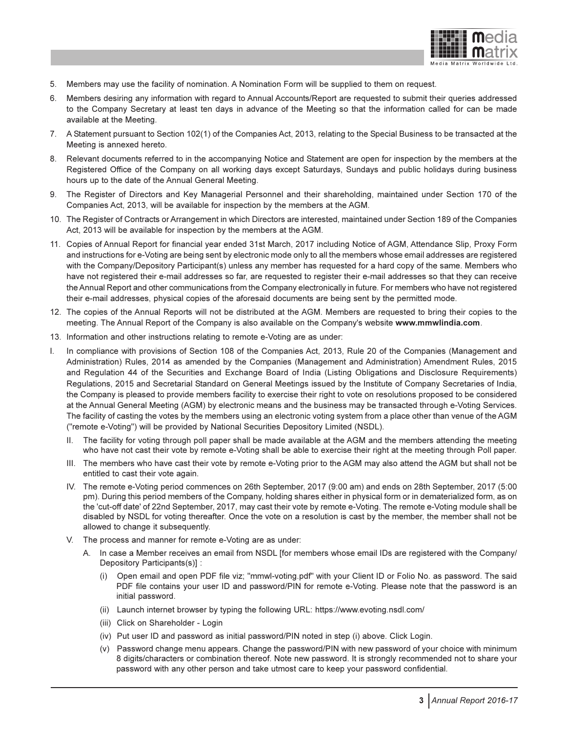5. Members may use the facility of nomination. A Nomination Form will be supplied to them on request.
6. Members desiring any information with regard to Annual Accounts/Report are requested to submit their queries addressed to the Company Secretary at least ten days in advance of the Meeting so that the information called for can be made available at the Meeting.
7. A Statement pursuant to Section 102(1) of the Companies Act, 2013, relating to the Special Business to be transacted at the Meeting is annexed hereto.
8. Relevant documents referred to in the accompanying Notice and Statement are open for inspection by the members at the Registered Office of the Company on all working days except Saturdays, Sundays and public holidays during business hours up to the date of the Annual General Meeting.
9. The Register of Directors and Key Managerial Personnel and their shareholding, maintained under Section 170 of the Companies Act, 2013, will be available for inspection by the members at the AGM.
10. The Register of Contracts or Arrangement in which Directors are interested, maintained under Section 189 of the Companies Act, 2013 will be available for inspection by the members at the AGM.
11. Copies of Annual Report for financial year ended 31st March, 2017 including Notice of AGM, Attendance Slip, Proxy Form and instructions for e-Voting are being sent by electronic mode only to all the members whose email addresses are registered with the Company/Depository Participant(s) unless any member has requested for a hard copy of the same. Members who have not registered their e-mail addresses so far, are requested to register their e-mail addresses so that they can receive the Annual Report and other communications from the Company electronically in future. For members who have not registered their e-mail addresses, physical copies of the aforesaid documents are being sent by the permitted mode.
12. The copies of the Annual Reports will not be distributed at the AGM. Members are requested to bring their copies to the meeting. The Annual Report of the Company is also available on the Company's website **www.mmwlindia.com**.
13. Information and other instructions relating to remote e-Voting are as under:

I. In compliance with provisions of Section 108 of the Companies Act, 2013, Rule 20 of the Companies (Management and Administration) Rules, 2014 as amended by the Companies (Management and Administration) Amendment Rules, 2015 and Regulation 44 of the Securities and Exchange Board of India (Listing Obligations and Disclosure Requirements) Regulations, 2015 and Secretarial Standard on General Meetings issued by the Institute of Company Secretaries of India, the Company is pleased to provide members facility to exercise their right to vote on resolutions proposed to be considered at the Annual General Meeting (AGM) by electronic means and the business may be transacted through e-Voting Services. The facility of casting the votes by the members using an electronic voting system from a place other than venue of the AGM ("remote e-Voting") will be provided by National Securities Depository Limited (NSDL).

   II. The facility for voting through poll paper shall be made available at the AGM and the members attending the meeting who have not cast their vote by remote e-Voting shall be able to exercise their right at the meeting through Poll paper.

   III. The members who have cast their vote by remote e-Voting prior to the AGM may also attend the AGM but shall not be entitled to cast their vote again.

   IV. The remote e-Voting period commences on 26th September, 2017 (9:00 am) and ends on 28th September, 2017 (5:00 pm). During this period members of the Company, holding shares either in physical form or in dematerialized form, as on the 'cut-off date' of 22nd September, 2017, may cast their vote by remote e-Voting. The remote e-Voting module shall be disabled by NSDL for voting thereafter. Once the vote on a resolution is cast by the member, the member shall not be allowed to change it subsequently.

   V. The process and manner for remote e-Voting are as under:

      A. In case a Member receives an email from NSDL [for members whose email IDs are registered with the Company/ Depository Participants(s)] :

         (i) Open email and open PDF file viz; "mmwl-voting.pdf" with your Client ID or Folio No. as password. The said PDF file contains your user ID and password/PIN for remote e-Voting. Please note that the password is an initial password.

         (ii) Launch internet browser by typing the following URL: https://www.evoting.nsdl.com/

         (iii) Click on Shareholder - Login

         (iv) Put user ID and password as initial password/PIN noted in step (i) above. Click Login.

         (v) Password change menu appears. Change the password/PIN with new password of your choice with minimum 8 digits/characters or combination thereof. Note new password. It is strongly recommended not to share your password with any other person and take utmost care to keep your password confidential.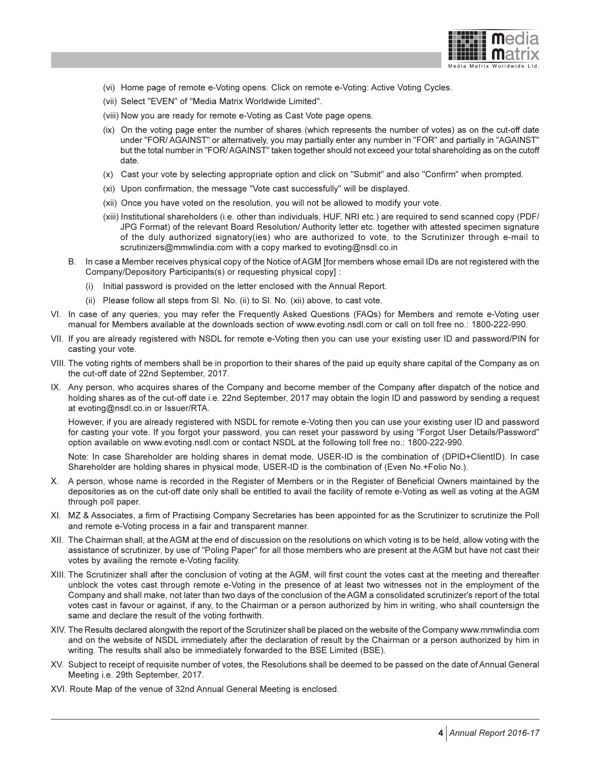(vi) Home page of remote e-Voting opens. Click on remote e-Voting: Active Voting Cycles.

(vii) Select "EVEN" of "Media Matrix Worldwide Limited".

(viii) Now you are ready for remote e-Voting as Cast Vote page opens.

(ix) On the voting page enter the number of shares (which represents the number of votes) as on the cut-off date under "FOR/ AGAINST" or alternatively, you may partially enter any number in "FOR" and partially in "AGAINST" but the total number in "FOR/ AGAINST" taken together should not exceed your total shareholding as on the cutoff date.

(x) Cast your vote by selecting appropriate option and click on "Submit" and also "Confirm" when prompted.

(xi) Upon confirmation, the message "Vote cast successfully" will be displayed.

(xii) Once you have voted on the resolution, you will not be allowed to modify your vote.

(xiii) Institutional shareholders (i.e. other than individuals, HUF, NRI etc.) are required to send scanned copy (PDF/ JPG Format) of the relevant Board Resolution/ Authority letter etc. together with attested specimen signature of the duly authorized signatory(ies) who are authorized to vote, to the Scrutinizer through e-mail to scrutinizers@mmwlindia.com with a copy marked to evoting@nsdl.co.in

B. In case a Member receives physical copy of the Notice of AGM [for members whose email IDs are not registered with the Company/Depository Participants(s) or requesting physical copy] :

(i) Initial password is provided on the letter enclosed with the Annual Report.

(ii) Please follow all steps from Sl. No. (ii) to Sl. No. (xii) above, to cast vote.

VI. In case of any queries, you may refer the Frequently Asked Questions (FAQs) for Members and remote e-Voting user manual for Members available at the downloads section of www.evoting.nsdl.com or call on toll free no.: 1800-222-990.

VII. If you are already registered with NSDL for remote e-Voting then you can use your existing user ID and password/PIN for casting your vote.

VIII. The voting rights of members shall be in proportion to their shares of the paid up equity share capital of the Company as on the cut-off date of 22nd September, 2017.

IX. Any person, who acquires shares of the Company and become member of the Company after dispatch of the notice and holding shares as of the cut-off date i.e. 22nd September, 2017 may obtain the login ID and password by sending a request at evoting@nsdl.co.in or Issuer/RTA.

However, if you are already registered with NSDL for remote e-Voting then you can use your existing user ID and password for casting your vote. If you forgot your password, you can reset your password by using "Forgot User Details/Password" option available on www.evoting.nsdl.com or contact NSDL at the following toll free no.: 1800-222-990.

Note: In case Shareholder are holding shares in demat mode, USER-ID is the combination of (DPID+ClientID). In case Shareholder are holding shares in physical mode, USER-ID is the combination of (Even No.+Folio No.).

X. A person, whose name is recorded in the Register of Members or in the Register of Beneficial Owners maintained by the depositories as on the cut-off date only shall be entitled to avail the facility of remote e-Voting as well as voting at the AGM through poll paper.

XI. MZ & Associates, a firm of Practising Company Secretaries has been appointed for as the Scrutinizer to scrutinize the Poll and remote e-Voting process in a fair and transparent manner.

XII. The Chairman shall, at the AGM at the end of discussion on the resolutions on which voting is to be held, allow voting with the assistance of scrutinizer, by use of "Poling Paper" for all those members who are present at the AGM but have not cast their votes by availing the remote e-Voting facility.

XIII. The Scrutinizer shall after the conclusion of voting at the AGM, will first count the votes cast at the meeting and thereafter unblock the votes cast through remote e-Voting in the presence of at least two witnesses not in the employment of the Company and shall make, not later than two days of the conclusion of the AGM a consolidated scrutinizer's report of the total votes cast in favour or against, if any, to the Chairman or a person authorized by him in writing, who shall countersign the same and declare the result of the voting forthwith.

XIV. The Results declared alongwith the report of the Scrutinizer shall be placed on the website of the Company www.mmwlindia.com and on the website of NSDL immediately after the declaration of result by the Chairman or a person authorized by him in writing. The results shall also be immediately forwarded to the BSE Limited (BSE).

XV. Subject to receipt of requisite number of votes, the Resolutions shall be deemed to be passed on the date of Annual General Meeting i.e. 29th September, 2017.

XVI. Route Map of the venue of 32nd Annual General Meeting is enclosed.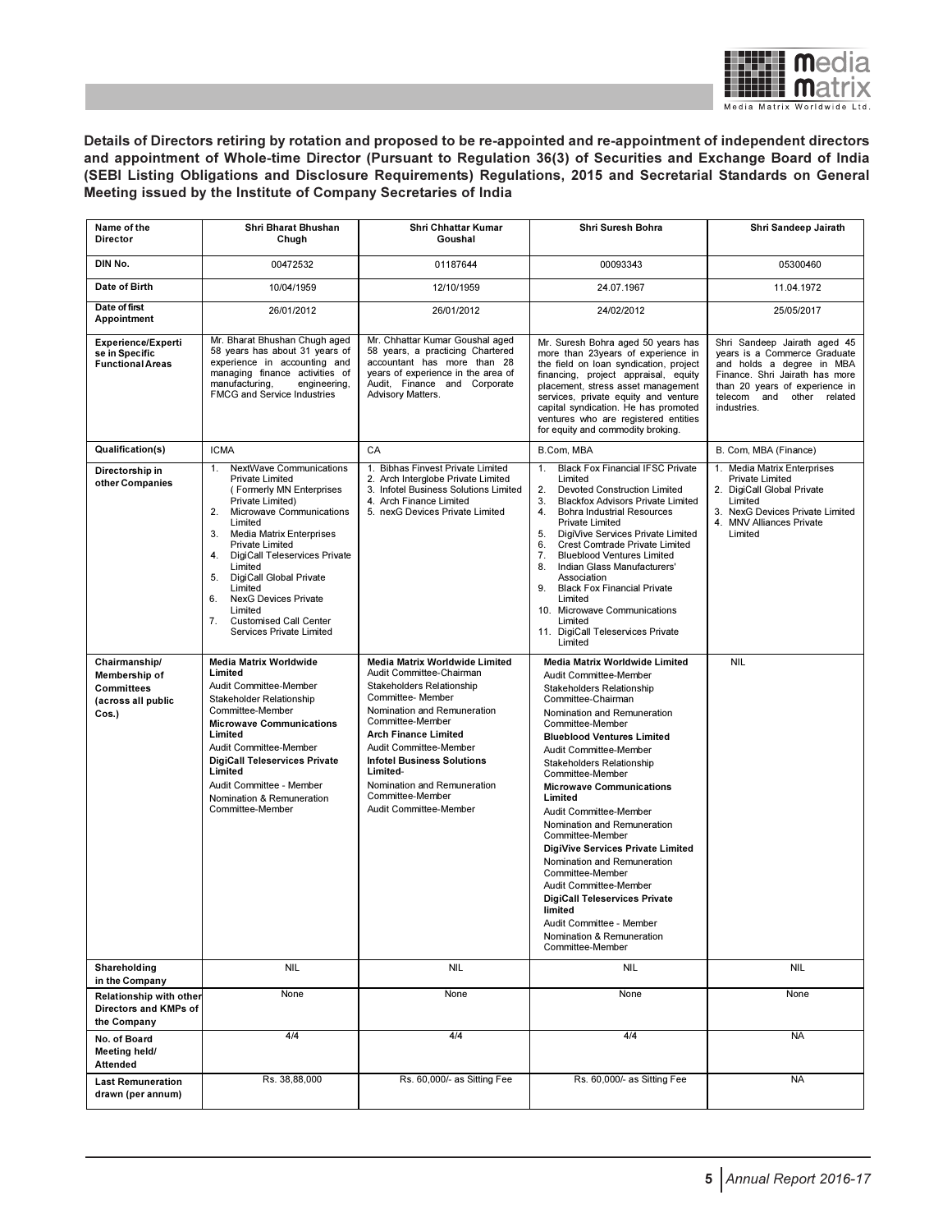**Details of Directors retiring by rotation and proposed to be re-appointed and re-appointment of independent directors and appointment of Whole-time Director (Pursuant to Regulation 36(3) of Securities and Exchange Board of India (SEBI Listing Obligations and Disclosure Requirements) Regulations, 2015 and Secretarial Standards on General Meeting issued by the Institute of Company Secretaries of India**

| Name of the Director | Shri Bharat Bhushan Chugh | Shri Chhattar Kumar Goushal | Shri Suresh Bohra | Shri Sandeep Jairath |
|---|---|---|---|---|
| DIN No. | 00472532 | 01187644 | 00093343 | 05300460 |
| Date of Birth | 10/04/1959 | 12/10/1959 | 24.07.1967 | 11.04.1972 |
| Date of first Appointment | 26/01/2012 | 26/01/2012 | 24/02/2012 | 25/05/2017 |
| Experience/Expertise in Specific Functional Areas | Mr. Bharat Bhushan Chugh aged 58 years has about 31 years of experience in accounting and managing finance activities of manufacturing, engineering, FMCG and Service Industries | Mr. Chhattar Kumar Goushal aged 58 years, a practicing Chartered accountant has more than 28 years of experience in the area of Audit, Finance and Corporate Advisory Matters. | Mr. Suresh Bohra aged 50 years has more than 23years of experience in the field on loan syndication, project financing, project appraisal, equity placement, stress asset management services, private equity and venture capital syndication. He has promoted ventures who are registered entities for equity and commodity broking. | Shri Sandeep Jairath aged 45 years is a Commerce Graduate and holds a degree in MBA Finance. Shri Jairath has more than 20 years of experience in telecom and other related industries. |
| Qualification(s) | ICMA | CA | B.Com, MBA | B. Com, MBA (Finance) |
| Directorship in other Companies | 1. NextWave Communications Private Limited ( Formerly MN Enterprises Private Limited)<br>2. Microwave Communications Limited<br>3. Media Matrix Enterprises Private Limited<br>4. DigiCall Teleservices Private Limited<br>5. DigiCall Global Private Limited<br>6. NexG Devices Private Limited<br>7. Customised Call Center Services Private Limited | 1. Bibhas Finvest Private Limited<br>2. Arch Interglobe Private Limited<br>3. Infotel Business Solutions Limited<br>4. Arch Finance Limited<br>5. nexG Devices Private Limited | 1. Black Fox Financial IFSC Private Limited<br>2. Devoted Construction Limited<br>3. Blackfox Advisors Private Limited<br>4. Bohra Industrial Resources Private Limited<br>5. DigiVive Services Private Limited<br>6. Crest Comtrade Private Limited<br>7. Blueblood Ventures Limited<br>8. Indian Glass Manufacturers' Association<br>9. Black Fox Financial Private Limited<br>10. Microwave Communications Limited<br>11. DigiCall Teleservices Private Limited | 1. Media Matrix Enterprises Private Limited<br>2. DigiCall Global Private Limited<br>3. NexG Devices Private Limited<br>4. MNV Alliances Private Limited |
| Chairmanship/ Membership of Committees (across all public Cos.) | **Media Matrix Worldwide Limited**<br>Audit Committee-Member<br>Stakeholder Relationship Committee-Member<br>**Microwave Communications Limited**<br>Audit Committee-Member<br>**DigiCall Teleservices Private Limited**<br>Audit Committee - Member<br>Nomination & Remuneration Committee-Member | **Media Matrix Worldwide Limited**<br>Audit Committee-Chairman<br>Stakeholders Relationship Committee- Member<br>Nomination and Remuneration Committee-Member<br>**Arch Finance Limited**<br>Audit Committee-Member<br>**Infotel Business Solutions Limited**-<br>Nomination and Remuneration Committee-Member<br>Audit Committee-Member | **Media Matrix Worldwide Limited**<br>Audit Committee-Member<br>Stakeholders Relationship Committee-Chairman<br>Nomination and Remuneration Committee-Member<br>**Blueblood Ventures Limited**<br>Audit Committee-Member<br>Stakeholders Relationship Committee-Member<br>**Microwave Communications Limited**<br>Audit Committee-Member<br>Nomination and Remuneration Committee-Member<br>**DigiVive Services Private Limited**<br>Nomination and Remuneration Committee-Member<br>Audit Committee-Member<br>**DigiCall Teleservices Private limited**<br>Audit Committee - Member<br>Nomination & Remuneration Committee-Member | NIL |
| Shareholding in the Company | NIL | NIL | NIL | NIL |
| Relationship with other Directors and KMPs of the Company | None | None | None | None |
| No. of Board Meeting held/ Attended | 4/4 | 4/4 | 4/4 | NA |
| Last Remuneration drawn (per annum) | Rs. 38,88,000 | Rs. 60,000/- as Sitting Fee | Rs. 60,000/- as Sitting Fee | NA |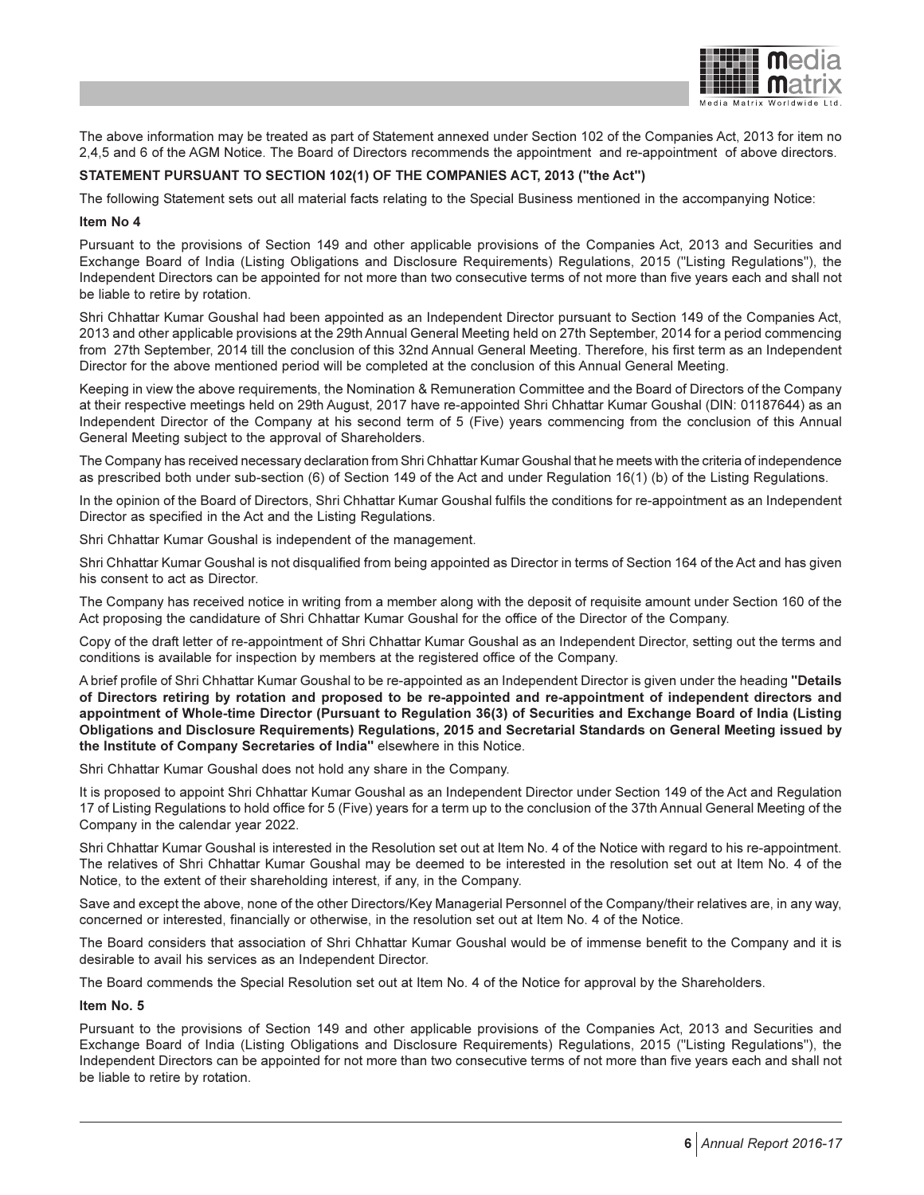The above information may be treated as part of Statement annexed under Section 102 of the Companies Act, 2013 for item no 2,4,5 and 6 of the AGM Notice. The Board of Directors recommends the appointment and re-appointment of above directors.

**STATEMENT PURSUANT TO SECTION 102(1) OF THE COMPANIES ACT, 2013 ("the Act")**

The following Statement sets out all material facts relating to the Special Business mentioned in the accompanying Notice:

**Item No 4**

Pursuant to the provisions of Section 149 and other applicable provisions of the Companies Act, 2013 and Securities and Exchange Board of India (Listing Obligations and Disclosure Requirements) Regulations, 2015 ("Listing Regulations"), the Independent Directors can be appointed for not more than two consecutive terms of not more than five years each and shall not be liable to retire by rotation.

Shri Chhattar Kumar Goushal had been appointed as an Independent Director pursuant to Section 149 of the Companies Act, 2013 and other applicable provisions at the 29th Annual General Meeting held on 27th September, 2014 for a period commencing from 27th September, 2014 till the conclusion of this 32nd Annual General Meeting. Therefore, his first term as an Independent Director for the above mentioned period will be completed at the conclusion of this Annual General Meeting.

Keeping in view the above requirements, the Nomination & Remuneration Committee and the Board of Directors of the Company at their respective meetings held on 29th August, 2017 have re-appointed Shri Chhattar Kumar Goushal (DIN: 01187644) as an Independent Director of the Company at his second term of 5 (Five) years commencing from the conclusion of this Annual General Meeting subject to the approval of Shareholders.

The Company has received necessary declaration from Shri Chhattar Kumar Goushal that he meets with the criteria of independence as prescribed both under sub-section (6) of Section 149 of the Act and under Regulation 16(1) (b) of the Listing Regulations.

In the opinion of the Board of Directors, Shri Chhattar Kumar Goushal fulfils the conditions for re-appointment as an Independent Director as specified in the Act and the Listing Regulations.

Shri Chhattar Kumar Goushal is independent of the management.

Shri Chhattar Kumar Goushal is not disqualified from being appointed as Director in terms of Section 164 of the Act and has given his consent to act as Director.

The Company has received notice in writing from a member along with the deposit of requisite amount under Section 160 of the Act proposing the candidature of Shri Chhattar Kumar Goushal for the office of the Director of the Company.

Copy of the draft letter of re-appointment of Shri Chhattar Kumar Goushal as an Independent Director, setting out the terms and conditions is available for inspection by members at the registered office of the Company.

A brief profile of Shri Chhattar Kumar Goushal to be re-appointed as an Independent Director is given under the heading **"Details of Directors retiring by rotation and proposed to be re-appointed and re-appointment of independent directors and appointment of Whole-time Director (Pursuant to Regulation 36(3) of Securities and Exchange Board of India (Listing Obligations and Disclosure Requirements) Regulations, 2015 and Secretarial Standards on General Meeting issued by the Institute of Company Secretaries of India"** elsewhere in this Notice.

Shri Chhattar Kumar Goushal does not hold any share in the Company.

It is proposed to appoint Shri Chhattar Kumar Goushal as an Independent Director under Section 149 of the Act and Regulation 17 of Listing Regulations to hold office for 5 (Five) years for a term up to the conclusion of the 37th Annual General Meeting of the Company in the calendar year 2022.

Shri Chhattar Kumar Goushal is interested in the Resolution set out at Item No. 4 of the Notice with regard to his re-appointment. The relatives of Shri Chhattar Kumar Goushal may be deemed to be interested in the resolution set out at Item No. 4 of the Notice, to the extent of their shareholding interest, if any, in the Company.

Save and except the above, none of the other Directors/Key Managerial Personnel of the Company/their relatives are, in any way, concerned or interested, financially or otherwise, in the resolution set out at Item No. 4 of the Notice.

The Board considers that association of Shri Chhattar Kumar Goushal would be of immense benefit to the Company and it is desirable to avail his services as an Independent Director.

The Board commends the Special Resolution set out at Item No. 4 of the Notice for approval by the Shareholders.

**Item No. 5**

Pursuant to the provisions of Section 149 and other applicable provisions of the Companies Act, 2013 and Securities and Exchange Board of India (Listing Obligations and Disclosure Requirements) Regulations, 2015 ("Listing Regulations"), the Independent Directors can be appointed for not more than two consecutive terms of not more than five years each and shall not be liable to retire by rotation.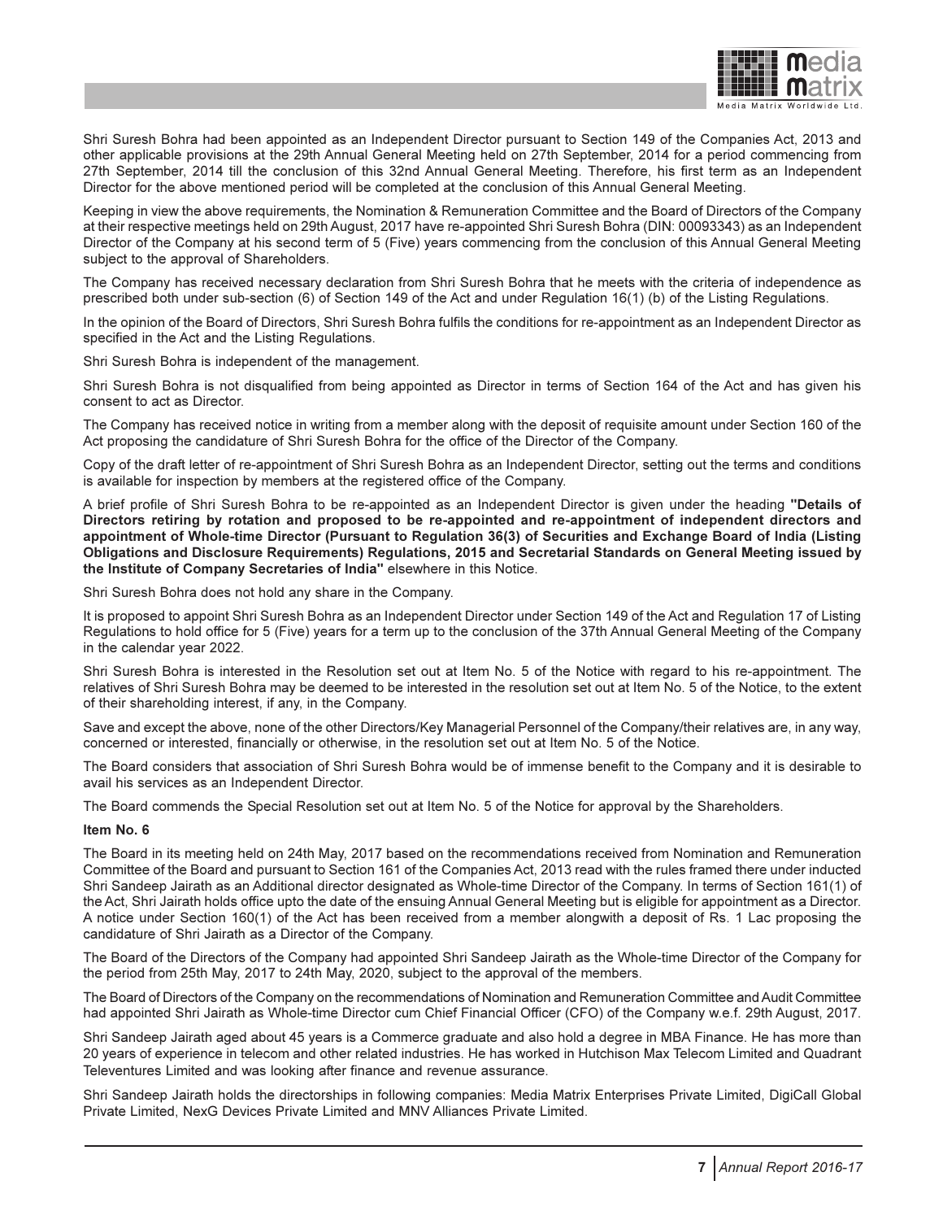Shri Suresh Bohra had been appointed as an Independent Director pursuant to Section 149 of the Companies Act, 2013 and other applicable provisions at the 29th Annual General Meeting held on 27th September, 2014 for a period commencing from 27th September, 2014 till the conclusion of this 32nd Annual General Meeting. Therefore, his first term as an Independent Director for the above mentioned period will be completed at the conclusion of this Annual General Meeting.

Keeping in view the above requirements, the Nomination & Remuneration Committee and the Board of Directors of the Company at their respective meetings held on 29th August, 2017 have re-appointed Shri Suresh Bohra (DIN: 00093343) as an Independent Director of the Company at his second term of 5 (Five) years commencing from the conclusion of this Annual General Meeting subject to the approval of Shareholders.

The Company has received necessary declaration from Shri Suresh Bohra that he meets with the criteria of independence as prescribed both under sub-section (6) of Section 149 of the Act and under Regulation 16(1) (b) of the Listing Regulations.

In the opinion of the Board of Directors, Shri Suresh Bohra fulfils the conditions for re-appointment as an Independent Director as specified in the Act and the Listing Regulations.

Shri Suresh Bohra is independent of the management.

Shri Suresh Bohra is not disqualified from being appointed as Director in terms of Section 164 of the Act and has given his consent to act as Director.

The Company has received notice in writing from a member along with the deposit of requisite amount under Section 160 of the Act proposing the candidature of Shri Suresh Bohra for the office of the Director of the Company.

Copy of the draft letter of re-appointment of Shri Suresh Bohra as an Independent Director, setting out the terms and conditions is available for inspection by members at the registered office of the Company.

A brief profile of Shri Suresh Bohra to be re-appointed as an Independent Director is given under the heading **"Details of Directors retiring by rotation and proposed to be re-appointed and re-appointment of independent directors and appointment of Whole-time Director (Pursuant to Regulation 36(3) of Securities and Exchange Board of India (Listing Obligations and Disclosure Requirements) Regulations, 2015 and Secretarial Standards on General Meeting issued by the Institute of Company Secretaries of India"** elsewhere in this Notice.

Shri Suresh Bohra does not hold any share in the Company.

It is proposed to appoint Shri Suresh Bohra as an Independent Director under Section 149 of the Act and Regulation 17 of Listing Regulations to hold office for 5 (Five) years for a term up to the conclusion of the 37th Annual General Meeting of the Company in the calendar year 2022.

Shri Suresh Bohra is interested in the Resolution set out at Item No. 5 of the Notice with regard to his re-appointment. The relatives of Shri Suresh Bohra may be deemed to be interested in the resolution set out at Item No. 5 of the Notice, to the extent of their shareholding interest, if any, in the Company.

Save and except the above, none of the other Directors/Key Managerial Personnel of the Company/their relatives are, in any way, concerned or interested, financially or otherwise, in the resolution set out at Item No. 5 of the Notice.

The Board considers that association of Shri Suresh Bohra would be of immense benefit to the Company and it is desirable to avail his services as an Independent Director.

The Board commends the Special Resolution set out at Item No. 5 of the Notice for approval by the Shareholders.

**Item No. 6**

The Board in its meeting held on 24th May, 2017 based on the recommendations received from Nomination and Remuneration Committee of the Board and pursuant to Section 161 of the Companies Act, 2013 read with the rules framed there under inducted Shri Sandeep Jairath as an Additional director designated as Whole-time Director of the Company. In terms of Section 161(1) of the Act, Shri Jairath holds office upto the date of the ensuing Annual General Meeting but is eligible for appointment as a Director. A notice under Section 160(1) of the Act has been received from a member alongwith a deposit of Rs. 1 Lac proposing the candidature of Shri Jairath as a Director of the Company.

The Board of the Directors of the Company had appointed Shri Sandeep Jairath as the Whole-time Director of the Company for the period from 25th May, 2017 to 24th May, 2020, subject to the approval of the members.

The Board of Directors of the Company on the recommendations of Nomination and Remuneration Committee and Audit Committee had appointed Shri Jairath as Whole-time Director cum Chief Financial Officer (CFO) of the Company w.e.f. 29th August, 2017.

Shri Sandeep Jairath aged about 45 years is a Commerce graduate and also hold a degree in MBA Finance. He has more than 20 years of experience in telecom and other related industries. He has worked in Hutchison Max Telecom Limited and Quadrant Televentures Limited and was looking after finance and revenue assurance.

Shri Sandeep Jairath holds the directorships in following companies: Media Matrix Enterprises Private Limited, DigiCall Global Private Limited, NexG Devices Private Limited and MNV Alliances Private Limited.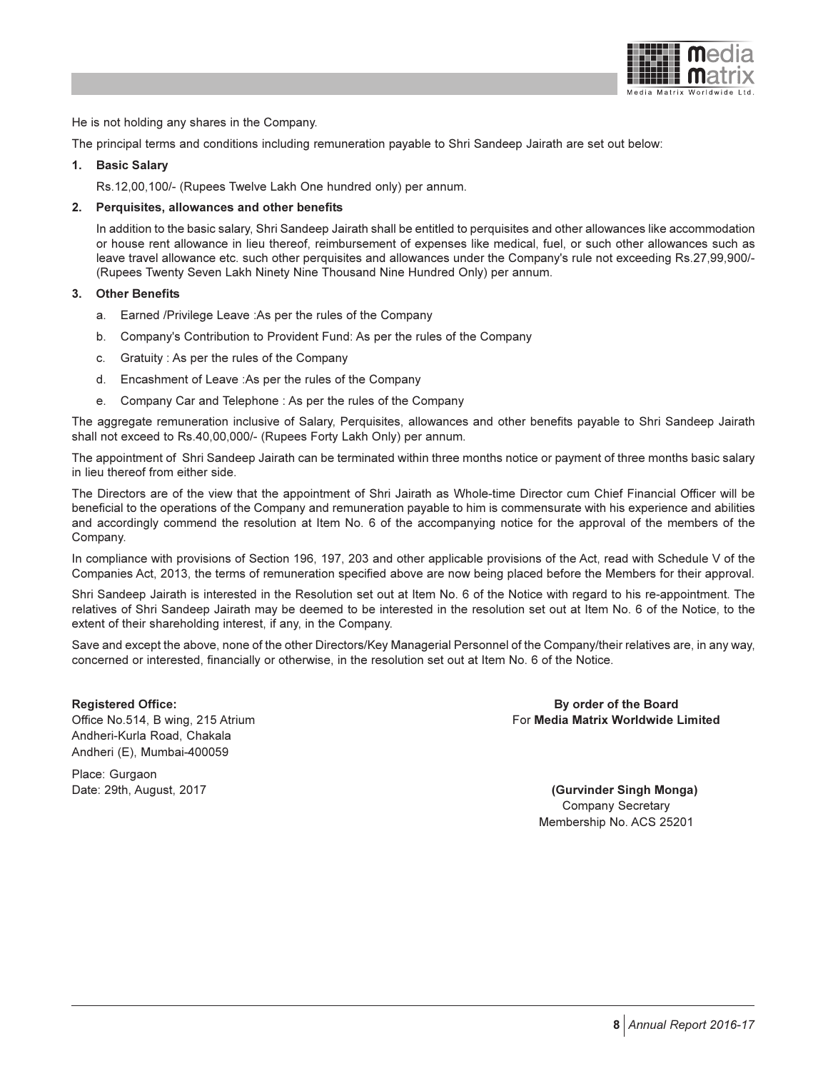He is not holding any shares in the Company.

The principal terms and conditions including remuneration payable to Shri Sandeep Jairath are set out below:

1. **Basic Salary**

   Rs.12,00,100/- (Rupees Twelve Lakh One hundred only) per annum.

2. **Perquisites, allowances and other benefits**

   In addition to the basic salary, Shri Sandeep Jairath shall be entitled to perquisites and other allowances like accommodation or house rent allowance in lieu thereof, reimbursement of expenses like medical, fuel, or such other allowances such as leave travel allowance etc. such other perquisites and allowances under the Company's rule not exceeding Rs.27,99,900/- (Rupees Twenty Seven Lakh Ninety Nine Thousand Nine Hundred Only) per annum.

3. **Other Benefits**

   a. Earned /Privilege Leave :As per the rules of the Company

   b. Company's Contribution to Provident Fund: As per the rules of the Company

   c. Gratuity : As per the rules of the Company

   d. Encashment of Leave :As per the rules of the Company

   e. Company Car and Telephone : As per the rules of the Company

The aggregate remuneration inclusive of Salary, Perquisites, allowances and other benefits payable to Shri Sandeep Jairath shall not exceed to Rs.40,00,000/- (Rupees Forty Lakh Only) per annum.

The appointment of Shri Sandeep Jairath can be terminated within three months notice or payment of three months basic salary in lieu thereof from either side.

The Directors are of the view that the appointment of Shri Jairath as Whole-time Director cum Chief Financial Officer will be beneficial to the operations of the Company and remuneration payable to him is commensurate with his experience and abilities and accordingly commend the resolution at Item No. 6 of the accompanying notice for the approval of the members of the Company.

In compliance with provisions of Section 196, 197, 203 and other applicable provisions of the Act, read with Schedule V of the Companies Act, 2013, the terms of remuneration specified above are now being placed before the Members for their approval.

Shri Sandeep Jairath is interested in the Resolution set out at Item No. 6 of the Notice with regard to his re-appointment. The relatives of Shri Sandeep Jairath may be deemed to be interested in the resolution set out at Item No. 6 of the Notice, to the extent of their shareholding interest, if any, in the Company.

Save and except the above, none of the other Directors/Key Managerial Personnel of the Company/their relatives are, in any way, concerned or interested, financially or otherwise, in the resolution set out at Item No. 6 of the Notice.

**Registered Office:**
Office No.514, B wing, 215 Atrium
Andheri-Kurla Road, Chakala
Andheri (E), Mumbai-400059

Place: Gurgaon
Date: 29th, August, 2017

**By order of the Board**
For **Media Matrix Worldwide Limited**

**(Gurvinder Singh Monga)**
Company Secretary
Membership No. ACS 25201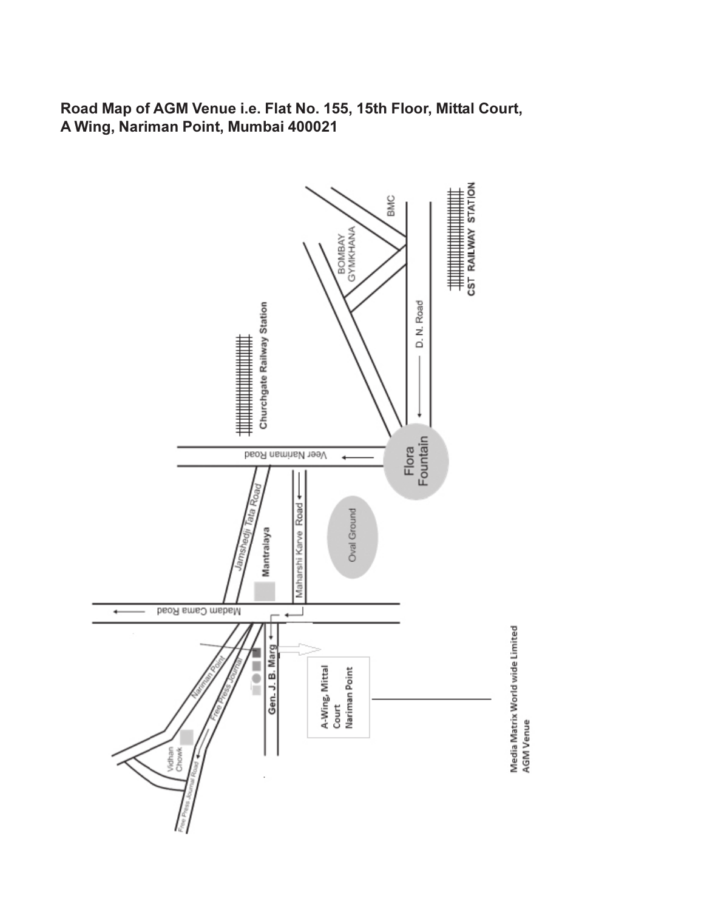**Road Map of AGM Venue i.e. Flat No. 155, 15th Floor, Mittal Court, A Wing, Nariman Point, Mumbai 400021**

BMC

BOMBAY GYMKHANA

CST RAILWAY STATION

D. N. Road

Churchgate Railway Station

Flora Fountain

Veer Nariman Road

Jamshedji Tata Road

Mantralaya

Maharshi Karve Road

Oval Ground

Madam Cama Road

Nariman Point

Free Press Journal

Gen. J. B. Marg

A-Wing, Mittal Court Nariman Point

Vidhan Chowk

Free Press Journal Road

Media Matrix World wide Limited AGM Venue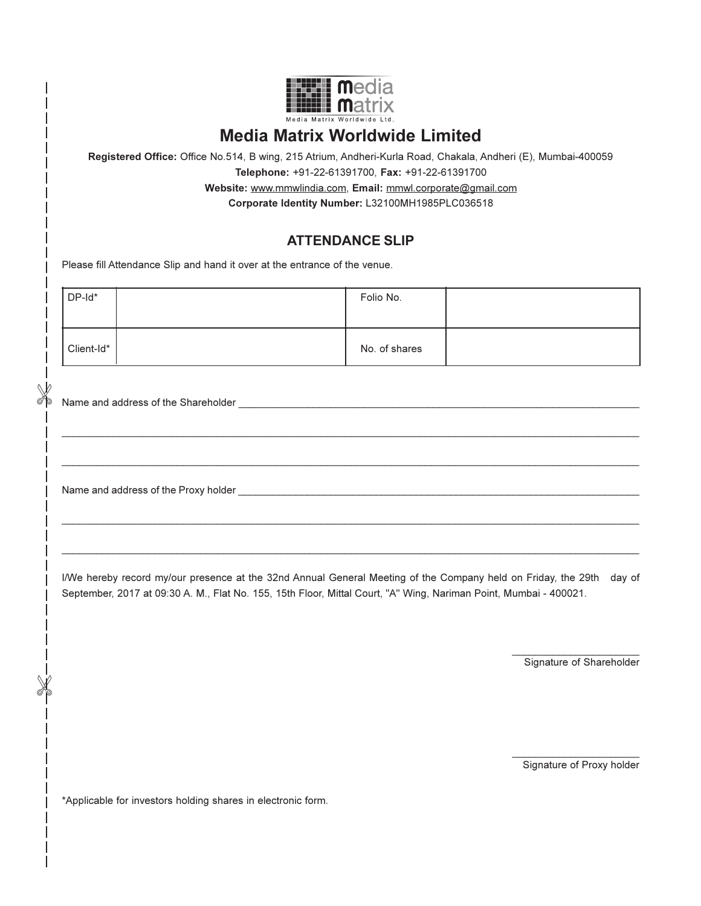# Media Matrix Worldwide Limited

**Registered Office:** Office No.514, B wing, 215 Atrium, Andheri-Kurla Road, Chakala, Andheri (E), Mumbai-400059

**Telephone:** +91-22-61391700, **Fax:** +91-22-61391700

**Website:** www.mmwlindia.com, **Email:** mmwl.corporate@gmail.com

**Corporate Identity Number:** L32100MH1985PLC036518

## ATTENDANCE SLIP

Please fill Attendance Slip and hand it over at the entrance of the venue.

| DP-Id* | | Folio No. | |
|---|---|---|---|
| Client-Id* | | No. of shares | |

Name and address of the Shareholder ____________________________________________

______________________________________________________________________

______________________________________________________________________

Name and address of the Proxy holder ____________________________________________

______________________________________________________________________

______________________________________________________________________

I/We hereby record my/our presence at the 32nd Annual General Meeting of the Company held on Friday, the 29th day of September, 2017 at 09:30 A. M., Flat No. 155, 15th Floor, Mittal Court, "A" Wing, Nariman Point, Mumbai - 400021.

________________________
Signature of Shareholder

________________________
Signature of Proxy holder

*Applicable for investors holding shares in electronic form.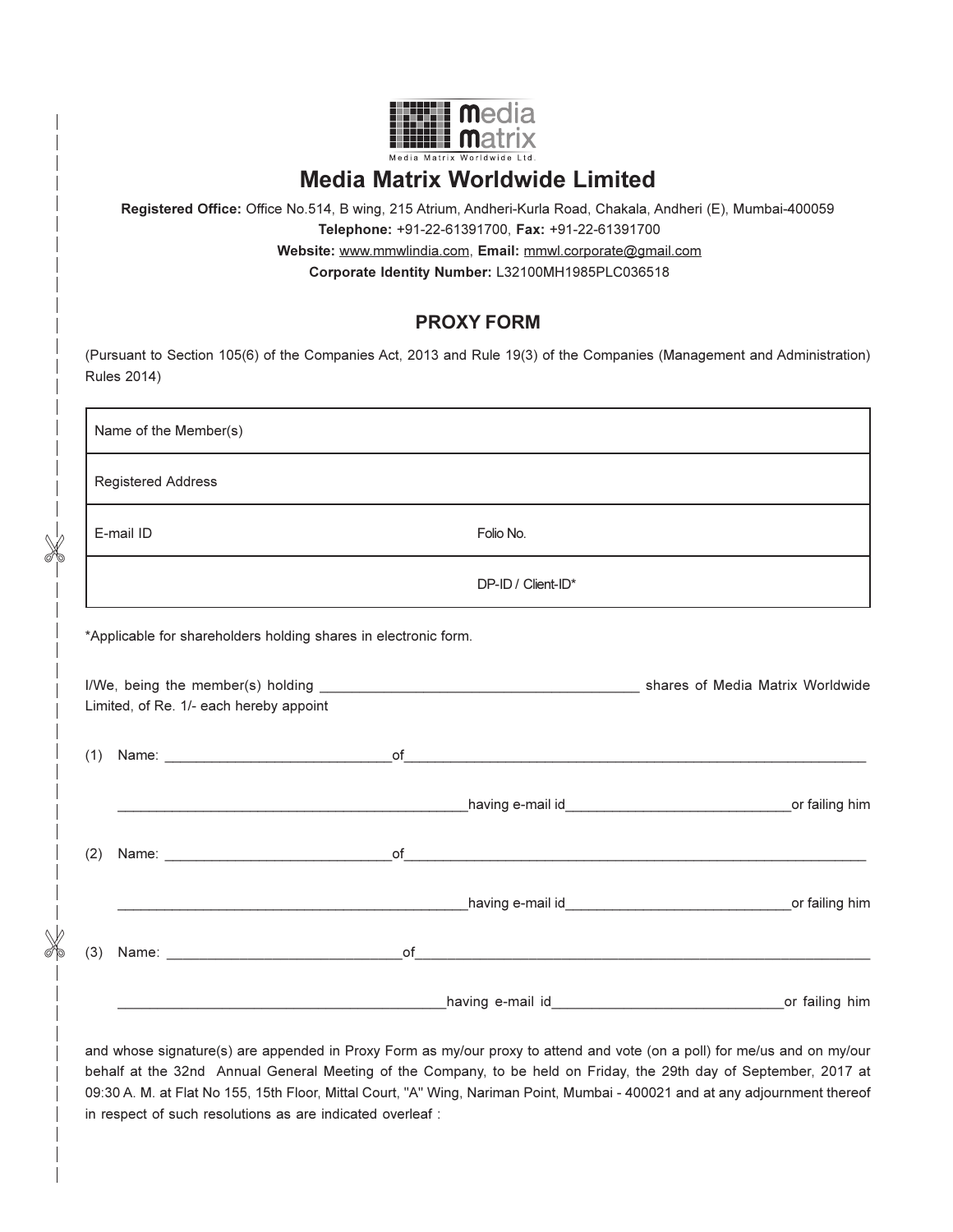Media Matrix Worldwide Ltd.

# Media Matrix Worldwide Limited

**Registered Office:** Office No.514, B wing, 215 Atrium, Andheri-Kurla Road, Chakala, Andheri (E), Mumbai-400059

**Telephone:** +91-22-61391700, **Fax:** +91-22-61391700

**Website:** www.mmwlindia.com, **Email:** mmwl.corporate@gmail.com

**Corporate Identity Number:** L32100MH1985PLC036518

## PROXY FORM

(Pursuant to Section 105(6) of the Companies Act, 2013 and Rule 19(3) of the Companies (Management and Administration) Rules 2014)

| | |
|---|---|
| Name of the Member(s) | |
| Registered Address | |
| E-mail ID | Folio No. |
| | DP-ID / Client-ID* |

*Applicable for shareholders holding shares in electronic form.

I/We, being the member(s) holding ________________________________________ shares of Media Matrix Worldwide Limited, of Re. 1/- each hereby appoint

(1) Name: ______________________________of_______________________________________________________________

______________________________________________having e-mail id_____________________________or failing him

(2) Name: ______________________________of_______________________________________________________________

______________________________________________having e-mail id_____________________________or failing him

(3) Name: ______________________________of_______________________________________________________________

___________________________________________having e-mail id______________________________or failing him

and whose signature(s) are appended in Proxy Form as my/our proxy to attend and vote (on a poll) for me/us and on my/our behalf at the 32nd Annual General Meeting of the Company, to be held on Friday, the 29th day of September, 2017 at 09:30 A. M. at Flat No 155, 15th Floor, Mittal Court, "A" Wing, Nariman Point, Mumbai - 400021 and at any adjournment thereof in respect of such resolutions as are indicated overleaf :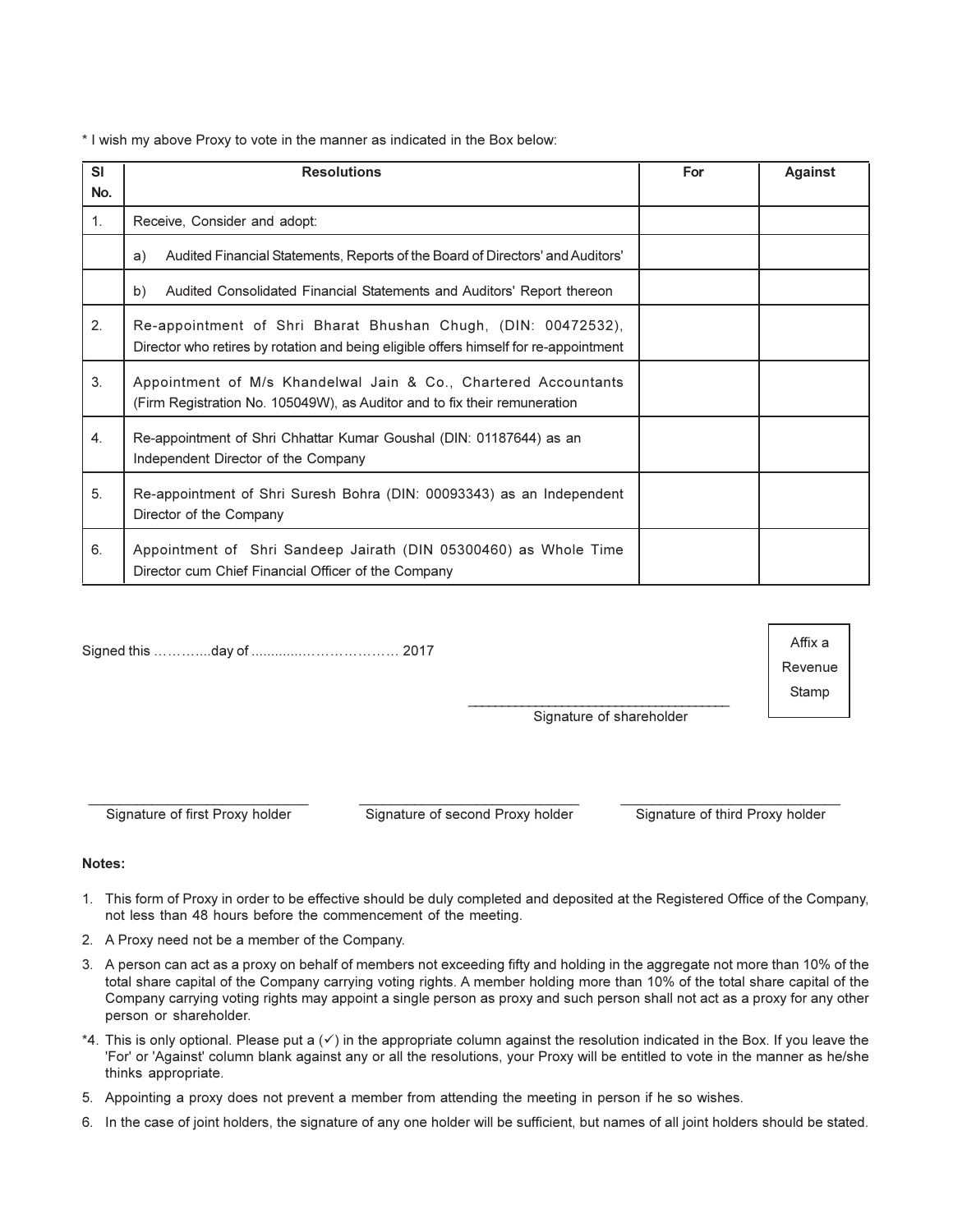* I wish my above Proxy to vote in the manner as indicated in the Box below:

| Sl No. | Resolutions | For | Against |
|---|---|---|---|
| 1. | Receive, Consider and adopt: | | |
| | a) Audited Financial Statements, Reports of the Board of Directors' and Auditors' | | |
| | b) Audited Consolidated Financial Statements and Auditors' Report thereon | | |
| 2. | Re-appointment of Shri Bharat Bhushan Chugh, (DIN: 00472532), Director who retires by rotation and being eligible offers himself for re-appointment | | |
| 3. | Appointment of M/s Khandelwal Jain & Co., Chartered Accountants (Firm Registration No. 105049W), as Auditor and to fix their remuneration | | |
| 4. | Re-appointment of Shri Chhattar Kumar Goushal (DIN: 01187644) as an Independent Director of the Company | | |
| 5. | Re-appointment of Shri Suresh Bohra (DIN: 00093343) as an Independent Director of the Company | | |
| 6. | Appointment of Shri Sandeep Jairath (DIN 05300460) as Whole Time Director cum Chief Financial Officer of the Company | | |

Signed this ………....day of .............……………… 2017

Affix a Revenue Stamp

________________________________________
Signature of shareholder

________________________________
Signature of first Proxy holder

________________________________
Signature of second Proxy holder

________________________________
Signature of third Proxy holder

**Notes:**

1. This form of Proxy in order to be effective should be duly completed and deposited at the Registered Office of the Company, not less than 48 hours before the commencement of the meeting.
2. A Proxy need not be a member of the Company.
3. A person can act as a proxy on behalf of members not exceeding fifty and holding in the aggregate not more than 10% of the total share capital of the Company carrying voting rights. A member holding more than 10% of the total share capital of the Company carrying voting rights may appoint a single person as proxy and such person shall not act as a proxy for any other person or shareholder.

*4. This is only optional. Please put a (✓) in the appropriate column against the resolution indicated in the Box. If you leave the 'For' or 'Against' column blank against any or all the resolutions, your Proxy will be entitled to vote in the manner as he/she thinks appropriate.

5. Appointing a proxy does not prevent a member from attending the meeting in person if he so wishes.
6. In the case of joint holders, the signature of any one holder will be sufficient, but names of all joint holders should be stated.